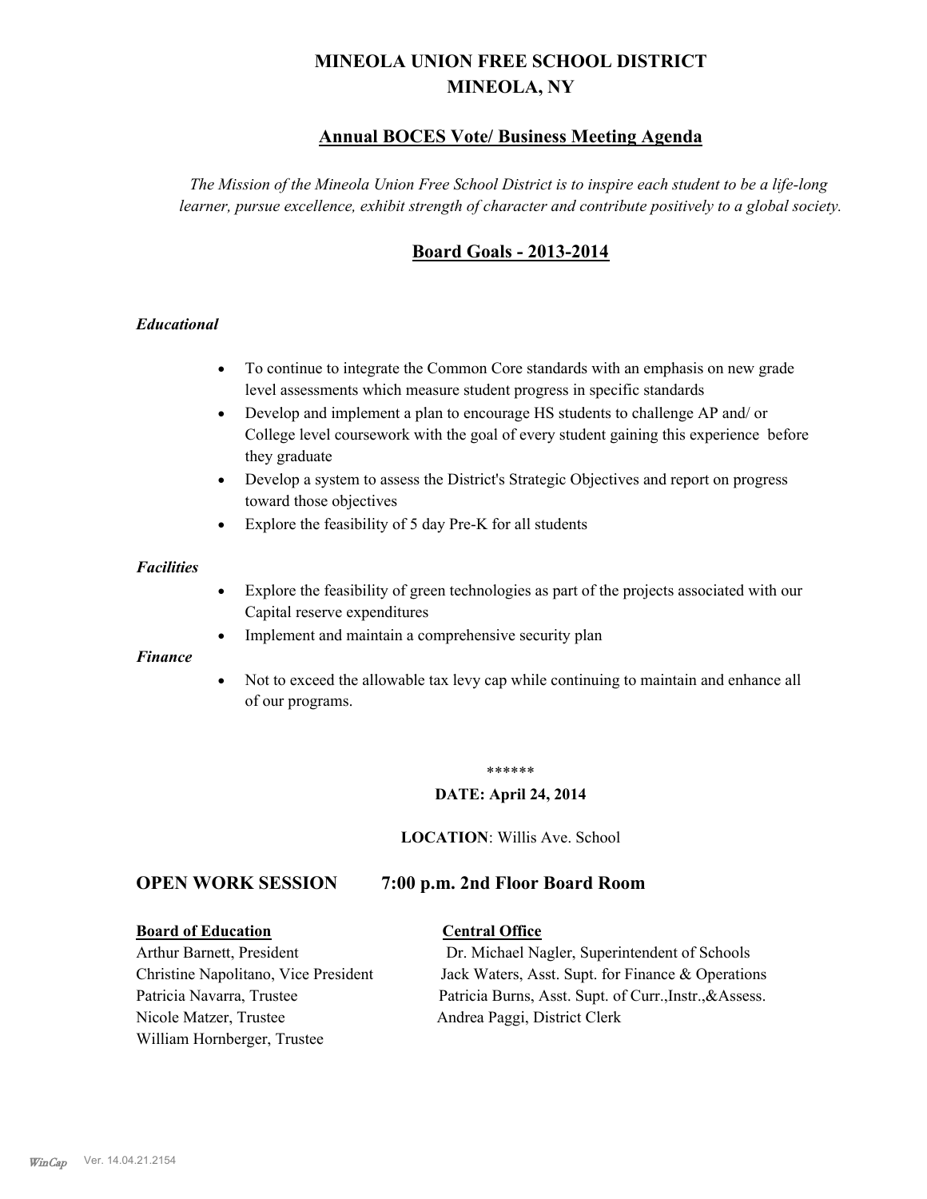# MINEOLA UNION FREE SCHOOL DISTRICT
# MINEOLA, NY

## Annual BOCES Vote/ Business Meeting Agenda

*The Mission of the Mineola Union Free School District is to inspire each student to be a life-long learner, pursue excellence, exhibit strength of character and contribute positively to a global society.*

## Board Goals - 2013-2014

***Educational***

- To continue to integrate the Common Core standards with an emphasis on new grade level assessments which measure student progress in specific standards
- Develop and implement a plan to encourage HS students to challenge AP and/ or College level coursework with the goal of every student gaining this experience before they graduate
- Develop a system to assess the District's Strategic Objectives and report on progress toward those objectives
- Explore the feasibility of 5 day Pre-K for all students

***Facilities***

- Explore the feasibility of green technologies as part of the projects associated with our Capital reserve expenditures
- Implement and maintain a comprehensive security plan

***Finance***

- Not to exceed the allowable tax levy cap while continuing to maintain and enhance all of our programs.

******

**DATE: April 24, 2014**

**LOCATION**: Willis Ave. School

## OPEN WORK SESSION 7:00 p.m. 2nd Floor Board Room

**Board of Education**

Arthur Barnett, President
Christine Napolitano, Vice President
Patricia Navarra, Trustee
Nicole Matzer, Trustee
William Hornberger, Trustee

**Central Office**

Dr. Michael Nagler, Superintendent of Schools
Jack Waters, Asst. Supt. for Finance & Operations
Patricia Burns, Asst. Supt. of Curr.,Instr.,&Assess.
Andrea Paggi, District Clerk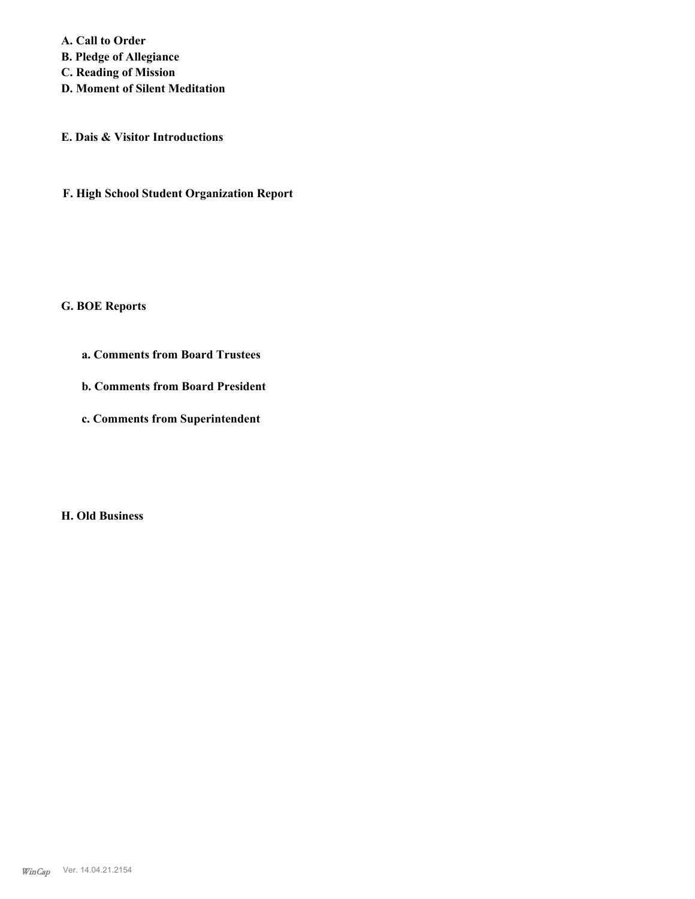**A. Call to Order**
**B. Pledge of Allegiance**
**C. Reading of Mission**
**D. Moment of Silent Meditation**

**E. Dais & Visitor Introductions**

**F. High School Student Organization Report**

**G. BOE Reports**

**a. Comments from Board Trustees**

**b. Comments from Board President**

**c. Comments from Superintendent**

**H. Old Business**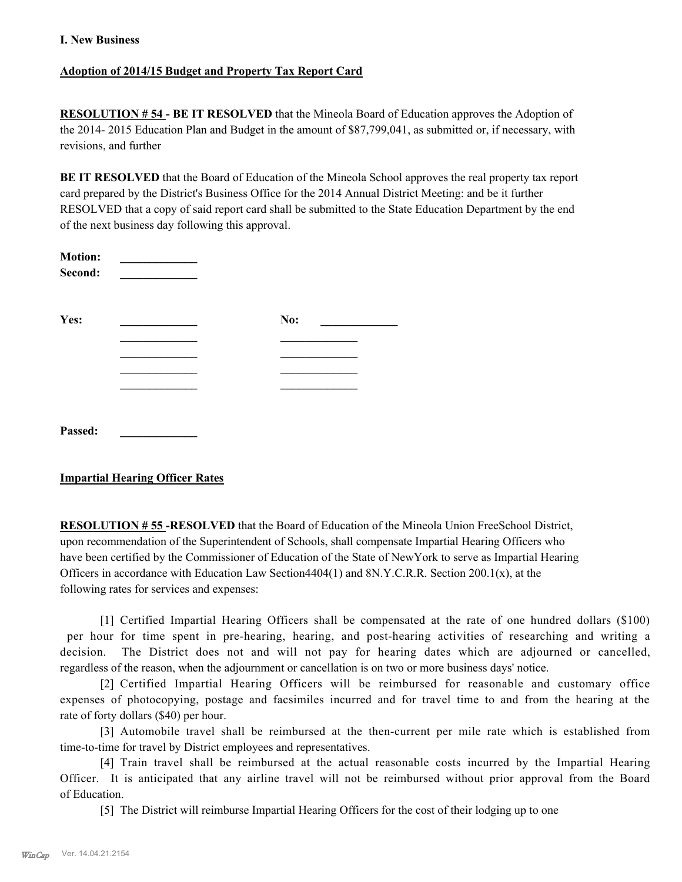### I. New Business

**Adoption of 2014/15 Budget and Property Tax Report Card**

**RESOLUTION # 54 - BE IT RESOLVED** that the Mineola Board of Education approves the Adoption of the 2014- 2015 Education Plan and Budget in the amount of $87,799,041, as submitted or, if necessary, with revisions, and further

**BE IT RESOLVED** that the Board of Education of the Mineola School approves the real property tax report card prepared by the District's Business Office for the 2014 Annual District Meeting: and be it further RESOLVED that a copy of said report card shall be submitted to the State Education Department by the end of the next business day following this approval.

**Motion:** _____________
**Second:** _____________

| **Yes:** | _____________ | **No:** | _____________ |
|---|---|---|---|
| | _____________ | | _____________ |
| | _____________ | | _____________ |
| | _____________ | | _____________ |
| | _____________ | | _____________ |

**Passed:** _____________

**Impartial Hearing Officer Rates**

**RESOLUTION # 55 -RESOLVED** that the Board of Education of the Mineola Union FreeSchool District, upon recommendation of the Superintendent of Schools, shall compensate Impartial Hearing Officers who have been certified by the Commissioner of Education of the State of NewYork to serve as Impartial Hearing Officers in accordance with Education Law Section4404(1) and 8N.Y.C.R.R. Section 200.1(x), at the following rates for services and expenses:

[1] Certified Impartial Hearing Officers shall be compensated at the rate of one hundred dollars ($100) per hour for time spent in pre-hearing, hearing, and post-hearing activities of researching and writing a decision. The District does not and will not pay for hearing dates which are adjourned or cancelled, regardless of the reason, when the adjournment or cancellation is on two or more business days' notice.

[2] Certified Impartial Hearing Officers will be reimbursed for reasonable and customary office expenses of photocopying, postage and facsimiles incurred and for travel time to and from the hearing at the rate of forty dollars ($40) per hour.

[3] Automobile travel shall be reimbursed at the then-current per mile rate which is established from time-to-time for travel by District employees and representatives.

[4] Train travel shall be reimbursed at the actual reasonable costs incurred by the Impartial Hearing Officer. It is anticipated that any airline travel will not be reimbursed without prior approval from the Board of Education.

[5] The District will reimburse Impartial Hearing Officers for the cost of their lodging up to one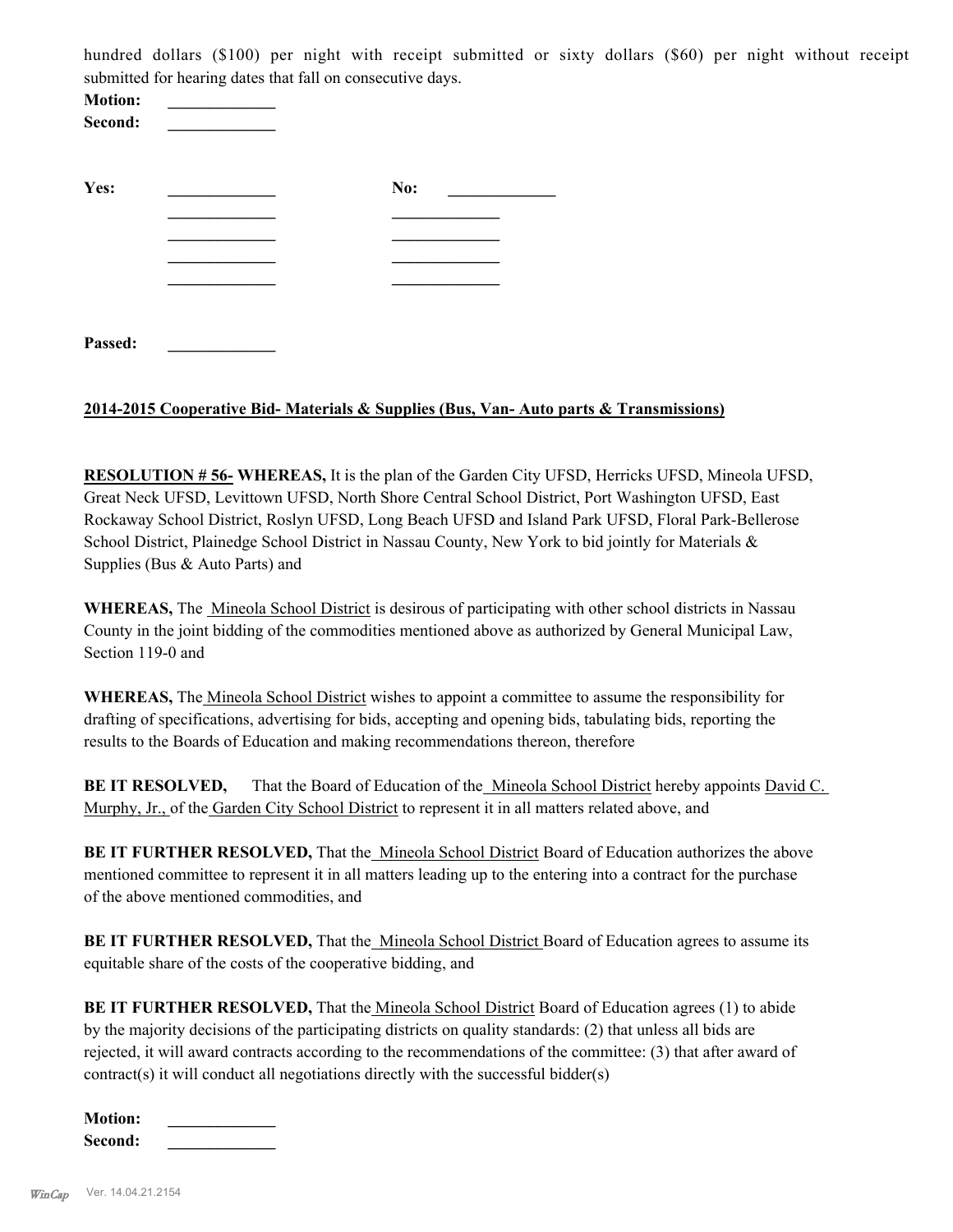hundred dollars ($100) per night with receipt submitted or sixty dollars ($60) per night without receipt submitted for hearing dates that fall on consecutive days.

**Motion:** _____________
**Second:** _____________

**Yes:** _____________ **No:** _____________
_____________ _____________
_____________ _____________
_____________ _____________
_____________ _____________

**Passed:** _____________

**2014-2015 Cooperative Bid- Materials & Supplies (Bus, Van- Auto parts & Transmissions)**

**RESOLUTION # 56- WHEREAS,** It is the plan of the Garden City UFSD, Herricks UFSD, Mineola UFSD, Great Neck UFSD, Levittown UFSD, North Shore Central School District, Port Washington UFSD, East Rockaway School District, Roslyn UFSD, Long Beach UFSD and Island Park UFSD, Floral Park-Bellerose School District, Plainedge School District in Nassau County, New York to bid jointly for Materials & Supplies (Bus & Auto Parts) and

**WHEREAS,** The Mineola School District is desirous of participating with other school districts in Nassau County in the joint bidding of the commodities mentioned above as authorized by General Municipal Law, Section 119-0 and

**WHEREAS,** The Mineola School District wishes to appoint a committee to assume the responsibility for drafting of specifications, advertising for bids, accepting and opening bids, tabulating bids, reporting the results to the Boards of Education and making recommendations thereon, therefore

**BE IT RESOLVED,** That the Board of Education of the Mineola School District hereby appoints David C. Murphy, Jr., of the Garden City School District to represent it in all matters related above, and

**BE IT FURTHER RESOLVED,** That the Mineola School District Board of Education authorizes the above mentioned committee to represent it in all matters leading up to the entering into a contract for the purchase of the above mentioned commodities, and

**BE IT FURTHER RESOLVED,** That the Mineola School District Board of Education agrees to assume its equitable share of the costs of the cooperative bidding, and

**BE IT FURTHER RESOLVED,** That the Mineola School District Board of Education agrees (1) to abide by the majority decisions of the participating districts on quality standards: (2) that unless all bids are rejected, it will award contracts according to the recommendations of the committee: (3) that after award of contract(s) it will conduct all negotiations directly with the successful bidder(s)

**Motion:** _____________
**Second:** _____________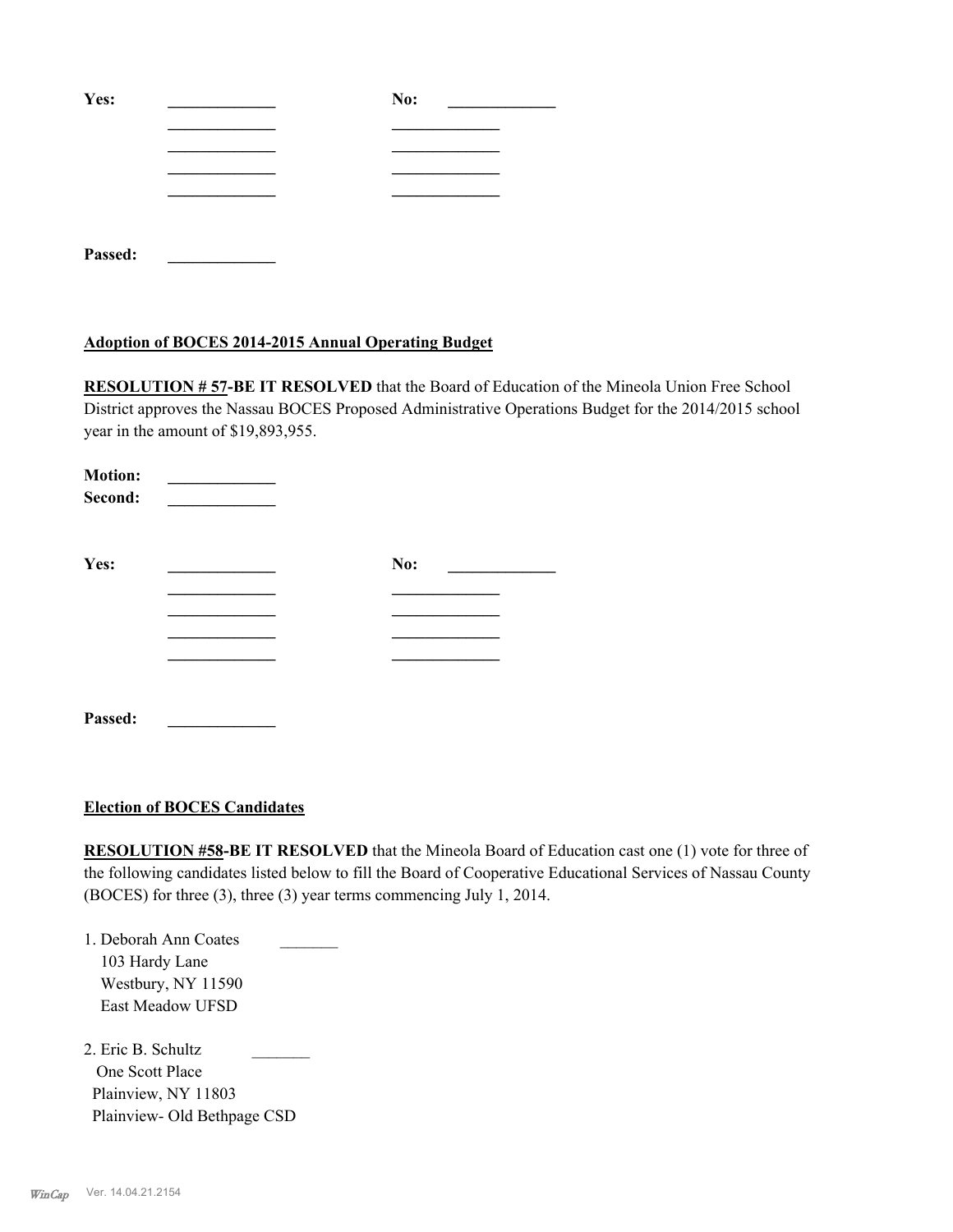Yes: _____________ No: _____________

_____________ _____________

_____________ _____________

_____________ _____________

_____________ _____________

**Passed:** _____________

**Adoption of BOCES 2014-2015 Annual Operating Budget**

**RESOLUTION # 57-BE IT RESOLVED** that the Board of Education of the Mineola Union Free School District approves the Nassau BOCES Proposed Administrative Operations Budget for the 2014/2015 school year in the amount of $19,893,955.

**Motion:** _____________
**Second:** _____________

**Yes:** _____________ **No:** _____________

_____________ _____________

_____________ _____________

_____________ _____________

_____________ _____________

**Passed:** _____________

**Election of BOCES Candidates**

**RESOLUTION #58-BE IT RESOLVED** that the Mineola Board of Education cast one (1) vote for three of the following candidates listed below to fill the Board of Cooperative Educational Services of Nassau County (BOCES) for three (3), three (3) year terms commencing July 1, 2014.

1. Deborah Ann Coates _______
   103 Hardy Lane
   Westbury, NY 11590
   East Meadow UFSD

2. Eric B. Schultz _______
   One Scott Place
   Plainview, NY 11803
   Plainview- Old Bethpage CSD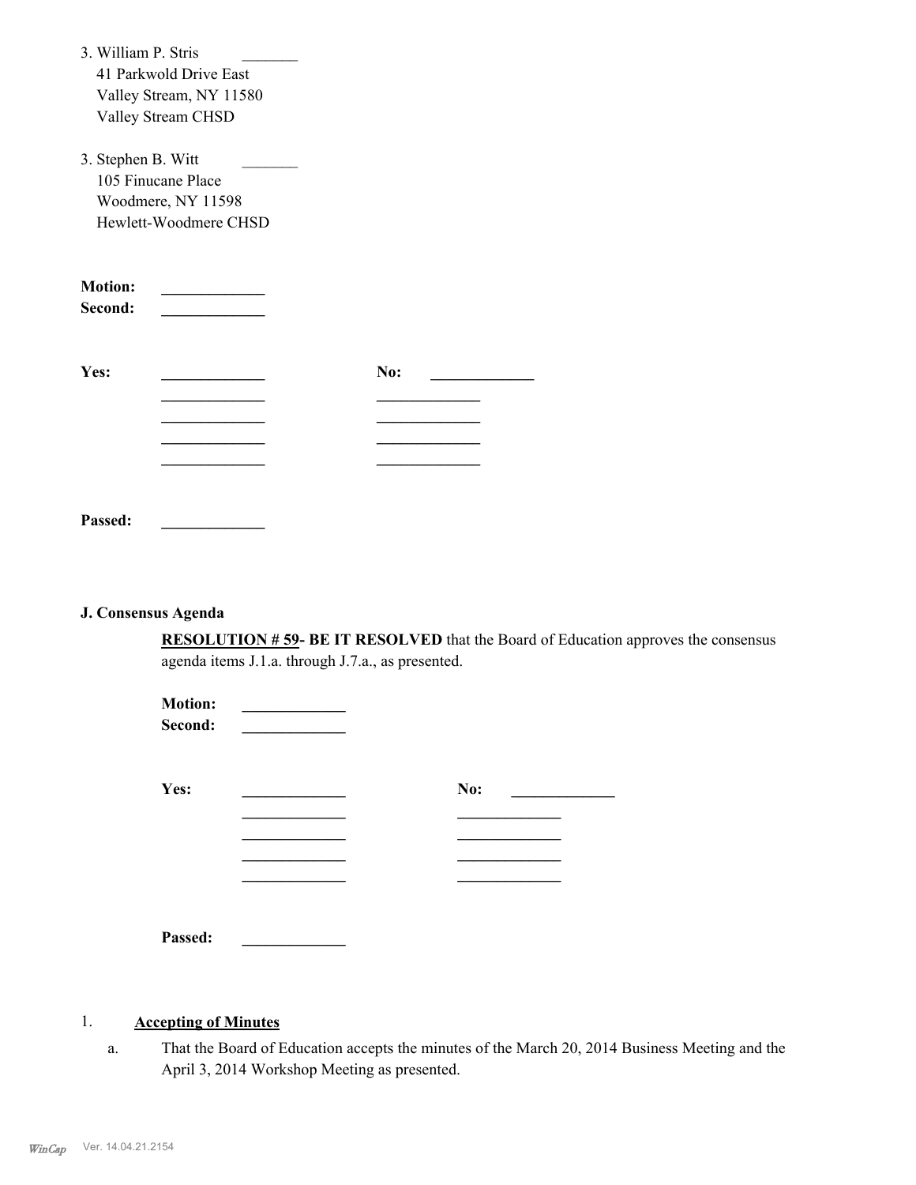3. William P. Stris _______
   41 Parkwold Drive East
   Valley Stream, NY 11580
   Valley Stream CHSD

3. Stephen B. Witt _______
   105 Finucane Place
   Woodmere, NY 11598
   Hewlett-Woodmere CHSD

**Motion:** _____________
**Second:** _____________

**Yes:** _____________ **No:** _____________
_____________ _____________
_____________ _____________
_____________ _____________
_____________ _____________

**Passed:** _____________

## J. Consensus Agenda

**RESOLUTION # 59- BE IT RESOLVED** that the Board of Education approves the consensus agenda items J.1.a. through J.7.a., as presented.

**Motion:** _____________
**Second:** _____________

**Yes:** _____________ **No:** _____________
_____________ _____________
_____________ _____________
_____________ _____________
_____________ _____________

**Passed:** _____________

1. **Accepting of Minutes**

   a. That the Board of Education accepts the minutes of the March 20, 2014 Business Meeting and the April 3, 2014 Workshop Meeting as presented.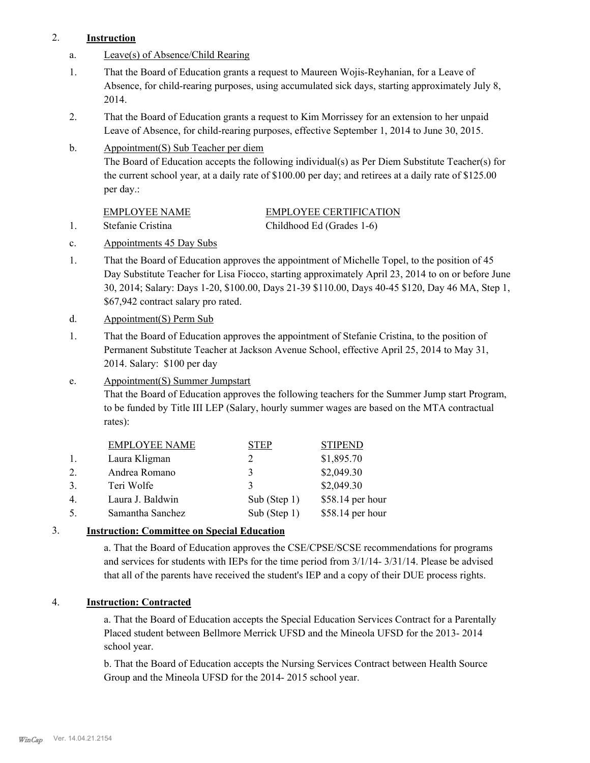2. **Instruction**

a. Leave(s) of Absence/Child Rearing

1. That the Board of Education grants a request to Maureen Wojis-Reyhanian, for a Leave of Absence, for child-rearing purposes, using accumulated sick days, starting approximately July 8, 2014.

2. That the Board of Education grants a request to Kim Morrissey for an extension to her unpaid Leave of Absence, for child-rearing purposes, effective September 1, 2014 to June 30, 2015.

b. Appointment(S) Sub Teacher per diem

The Board of Education accepts the following individual(s) as Per Diem Substitute Teacher(s) for the current school year, at a daily rate of $100.00 per day; and retirees at a daily rate of $125.00 per day.:

| | EMPLOYEE NAME | EMPLOYEE CERTIFICATION |
|---|---|---|
| 1. | Stefanie Cristina | Childhood Ed (Grades 1-6) |

c. Appointments 45 Day Subs

1. That the Board of Education approves the appointment of Michelle Topel, to the position of 45 Day Substitute Teacher for Lisa Fiocco, starting approximately April 23, 2014 to on or before June 30, 2014; Salary: Days 1-20, $100.00, Days 21-39 $110.00, Days 40-45 $120, Day 46 MA, Step 1, $67,942 contract salary pro rated.

d. Appointment(S) Perm Sub

1. That the Board of Education approves the appointment of Stefanie Cristina, to the position of Permanent Substitute Teacher at Jackson Avenue School, effective April 25, 2014 to May 31, 2014. Salary: $100 per day

e. Appointment(S) Summer Jumpstart

That the Board of Education approves the following teachers for the Summer Jump start Program, to be funded by Title III LEP (Salary, hourly summer wages are based on the MTA contractual rates):

| | EMPLOYEE NAME | STEP | STIPEND |
|---|---|---|---|
| 1. | Laura Kligman | 2 | $1,895.70 |
| 2. | Andrea Romano | 3 | $2,049.30 |
| 3. | Teri Wolfe | 3 | $2,049.30 |
| 4. | Laura J. Baldwin | Sub (Step 1) | $58.14 per hour |
| 5. | Samantha Sanchez | Sub (Step 1) | $58.14 per hour |

3. **Instruction: Committee on Special Education**

a. That the Board of Education approves the CSE/CPSE/SCSE recommendations for programs and services for students with IEPs for the time period from 3/1/14- 3/31/14. Please be advised that all of the parents have received the student's IEP and a copy of their DUE process rights.

4. **Instruction: Contracted**

a. That the Board of Education accepts the Special Education Services Contract for a Parentally Placed student between Bellmore Merrick UFSD and the Mineola UFSD for the 2013- 2014 school year.

b. That the Board of Education accepts the Nursing Services Contract between Health Source Group and the Mineola UFSD for the 2014- 2015 school year.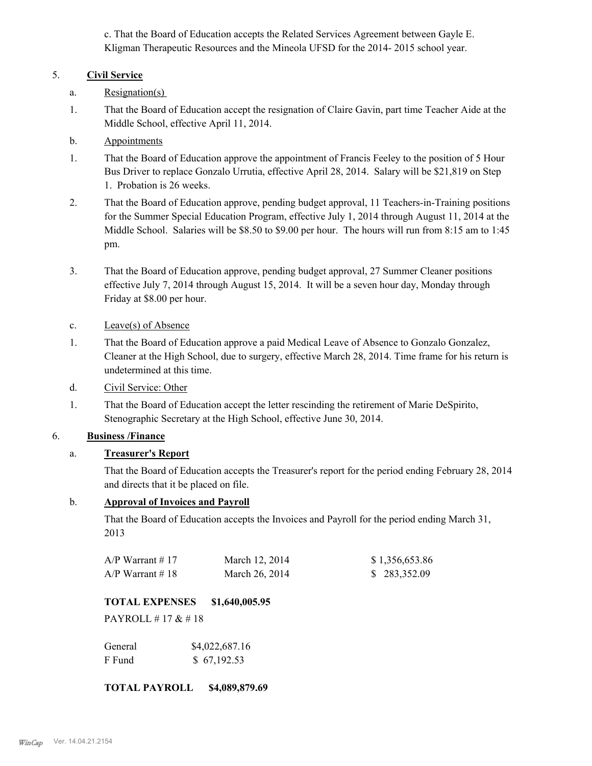c. That the Board of Education accepts the Related Services Agreement between Gayle E. Kligman Therapeutic Resources and the Mineola UFSD for the 2014- 2015 school year.

5. **Civil Service**

a. Resignation(s)

1. That the Board of Education accept the resignation of Claire Gavin, part time Teacher Aide at the Middle School, effective April 11, 2014.

b. Appointments

1. That the Board of Education approve the appointment of Francis Feeley to the position of 5 Hour Bus Driver to replace Gonzalo Urrutia, effective April 28, 2014. Salary will be $21,819 on Step 1. Probation is 26 weeks.

2. That the Board of Education approve, pending budget approval, 11 Teachers-in-Training positions for the Summer Special Education Program, effective July 1, 2014 through August 11, 2014 at the Middle School. Salaries will be $8.50 to $9.00 per hour. The hours will run from 8:15 am to 1:45 pm.

3. That the Board of Education approve, pending budget approval, 27 Summer Cleaner positions effective July 7, 2014 through August 15, 2014. It will be a seven hour day, Monday through Friday at $8.00 per hour.

c. Leave(s) of Absence

1. That the Board of Education approve a paid Medical Leave of Absence to Gonzalo Gonzalez, Cleaner at the High School, due to surgery, effective March 28, 2014. Time frame for his return is undetermined at this time.

d. Civil Service: Other

1. That the Board of Education accept the letter rescinding the retirement of Marie DeSpirito, Stenographic Secretary at the High School, effective June 30, 2014.

6. **Business /Finance**

a. **Treasurer's Report**

That the Board of Education accepts the Treasurer's report for the period ending February 28, 2014 and directs that it be placed on file.

b. **Approval of Invoices and Payroll**

That the Board of Education accepts the Invoices and Payroll for the period ending March 31, 2013

| | | |
|---|---|---|
| A/P Warrant # 17 | March 12, 2014 | $ 1,356,653.86 |
| A/P Warrant # 18 | March 26, 2014 | $ 283,352.09 |

**TOTAL EXPENSES $1,640,005.95**

PAYROLL # 17 & # 18

| | |
|---|---|
| General | $4,022,687.16 |
| F Fund | $ 67,192.53 |

**TOTAL PAYROLL $4,089,879.69**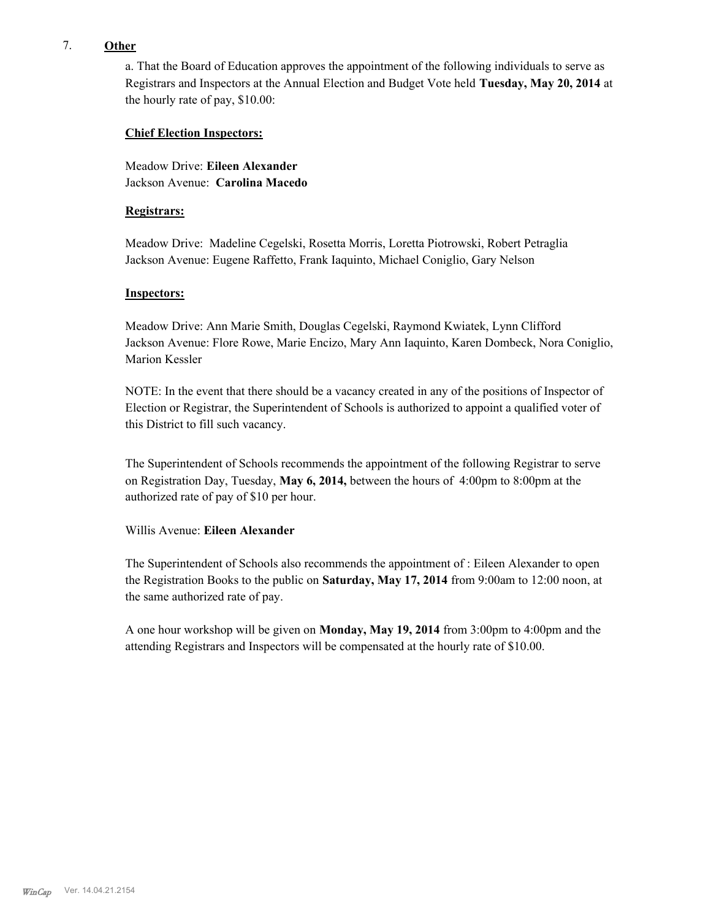7. **Other**

a. That the Board of Education approves the appointment of the following individuals to serve as Registrars and Inspectors at the Annual Election and Budget Vote held **Tuesday, May 20, 2014** at the hourly rate of pay, $10.00:

**Chief Election Inspectors:**

Meadow Drive: **Eileen Alexander**
Jackson Avenue: **Carolina Macedo**

**Registrars:**

Meadow Drive: Madeline Cegelski, Rosetta Morris, Loretta Piotrowski, Robert Petraglia
Jackson Avenue: Eugene Raffetto, Frank Iaquinto, Michael Coniglio, Gary Nelson

**Inspectors:**

Meadow Drive: Ann Marie Smith, Douglas Cegelski, Raymond Kwiatek, Lynn Clifford
Jackson Avenue: Flore Rowe, Marie Encizo, Mary Ann Iaquinto, Karen Dombeck, Nora Coniglio, Marion Kessler

NOTE: In the event that there should be a vacancy created in any of the positions of Inspector of Election or Registrar, the Superintendent of Schools is authorized to appoint a qualified voter of this District to fill such vacancy.

The Superintendent of Schools recommends the appointment of the following Registrar to serve on Registration Day, Tuesday, **May 6, 2014,** between the hours of 4:00pm to 8:00pm at the authorized rate of pay of $10 per hour.

Willis Avenue: **Eileen Alexander**

The Superintendent of Schools also recommends the appointment of : Eileen Alexander to open the Registration Books to the public on **Saturday, May 17, 2014** from 9:00am to 12:00 noon, at the same authorized rate of pay.

A one hour workshop will be given on **Monday, May 19, 2014** from 3:00pm to 4:00pm and the attending Registrars and Inspectors will be compensated at the hourly rate of $10.00.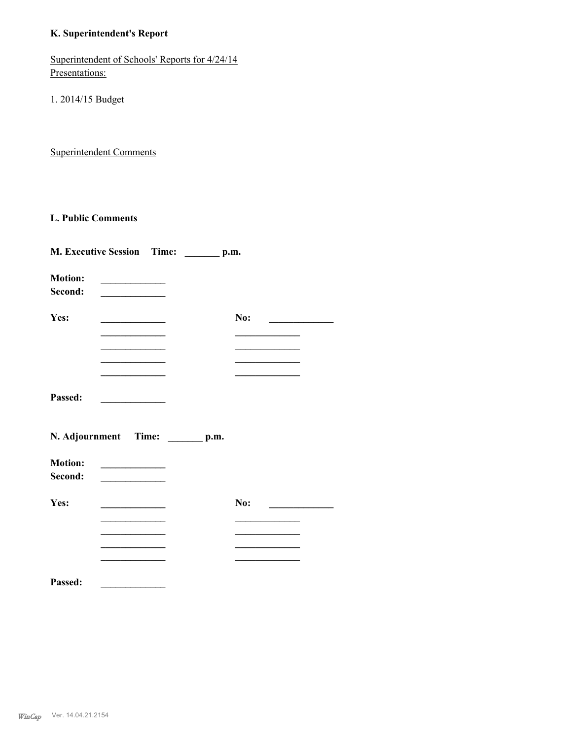### K. Superintendent's Report

Superintendent of Schools' Reports for 4/24/14
Presentations:

1. 2014/15 Budget

Superintendent Comments

### L. Public Comments

### M. Executive Session Time: _______ p.m.

**Motion:** _____________
**Second:** _____________

| | | | |
|---|---|---|---|
| **Yes:** | _____________ | **No:** | _____________ |
| | _____________ | | _____________ |
| | _____________ | | _____________ |
| | _____________ | | _____________ |
| | _____________ | | _____________ |

**Passed:** _____________

### N. Adjournment Time: _______ p.m.

**Motion:** _____________
**Second:** _____________

| | | | |
|---|---|---|---|
| **Yes:** | _____________ | **No:** | _____________ |
| | _____________ | | _____________ |
| | _____________ | | _____________ |
| | _____________ | | _____________ |
| | _____________ | | _____________ |

**Passed:** _____________